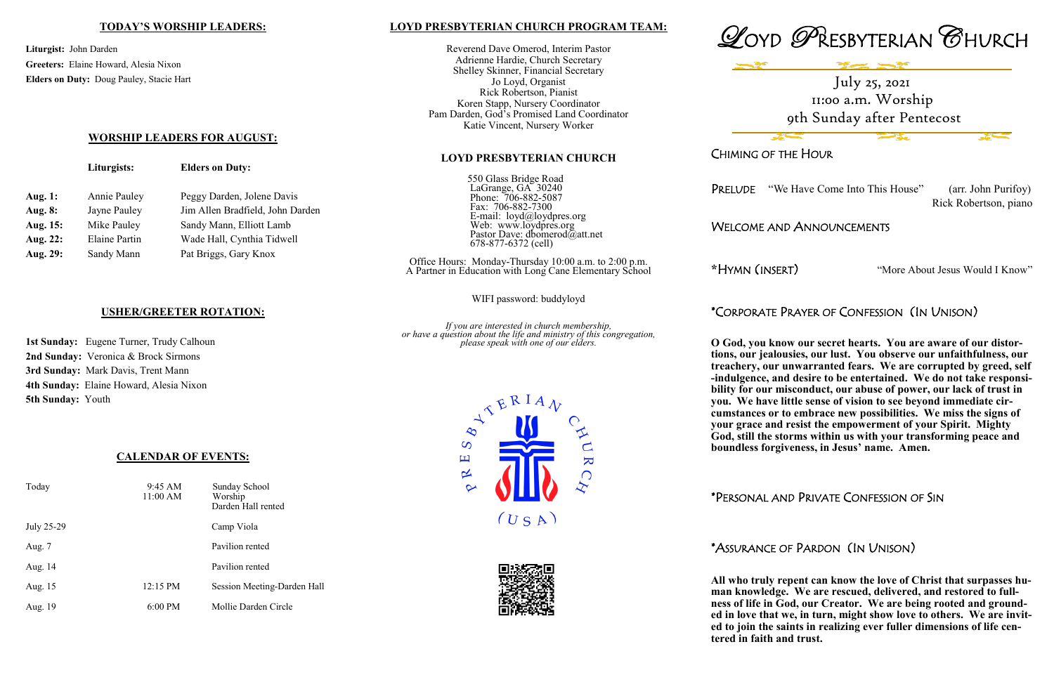## TODAY'S WORSHIP LEADERS:

**Liturgist:** John Darden

**Greeters:** Elaine Howard, Alesia Nixon

**Elders on Duty:** Doug Pauley, Stacie Hart

## WORSHIP LEADERS FOR AUGUST:

| | Liturgists: | Elders on Duty: |
|---|---|---|
| **Aug. 1:** | Annie Pauley | Peggy Darden, Jolene Davis |
| **Aug. 8:** | Jayne Pauley | Jim Allen Bradfield, John Darden |
| **Aug. 15:** | Mike Pauley | Sandy Mann, Elliott Lamb |
| **Aug. 22:** | Elaine Partin | Wade Hall, Cynthia Tidwell |
| **Aug. 29:** | Sandy Mann | Pat Briggs, Gary Knox |

## USHER/GREETER ROTATION:

**1st Sunday:** Eugene Turner, Trudy Calhoun
**2nd Sunday:** Veronica & Brock Sirmons
**3rd Sunday:** Mark Davis, Trent Mann
**4th Sunday:** Elaine Howard, Alesia Nixon
**5th Sunday:** Youth

## CALENDAR OF EVENTS:

| | | |
|---|---|---|
| Today | 9:45 AM<br>11:00 AM | Sunday School<br>Worship<br>Darden Hall rented |
| July 25-29 | | Camp Viola |
| Aug. 7 | | Pavilion rented |
| Aug. 14 | | Pavilion rented |
| Aug. 15 | 12:15 PM | Session Meeting-Darden Hall |
| Aug. 19 | 6:00 PM | Mollie Darden Circle |

## LOYD PRESBYTERIAN CHURCH PROGRAM TEAM:

Reverend Dave Omerod, Interim Pastor
Adrienne Hardie, Church Secretary
Shelley Skinner, Financial Secretary
Jo Loyd, Organist
Rick Robertson, Pianist
Koren Stapp, Nursery Coordinator
Pam Darden, God's Promised Land Coordinator
Katie Vincent, Nursery Worker

## LOYD PRESBYTERIAN CHURCH

550 Glass Bridge Road
LaGrange, GA 30240
Phone: 706-882-5087
Fax: 706-882-7300
E-mail: loyd@loydpres.org
Web: www.loydpres.org
Pastor Dave: dbomerod@att.net
678-877-6372 (cell)

Office Hours: Monday-Thursday 10:00 a.m. to 2:00 p.m.
A Partner in Education with Long Cane Elementary School

WIFI password: buddyloyd

*If you are interested in church membership, or have a question about the life and ministry of this congregation, please speak with one of our elders.*

# LOYD PRESBYTERIAN CHURCH

July 25, 2021
11:00 a.m. Worship
9th Sunday after Pentecost

CHIMING OF THE HOUR

PRELUDE "We Have Come Into This House" (arr. John Purifoy)
Rick Robertson, piano

WELCOME AND ANNOUNCEMENTS

*HYMN (INSERT) "More About Jesus Would I Know"

*CORPORATE PRAYER OF CONFESSION (IN UNISON)

**O God, you know our secret hearts. You are aware of our distortions, our jealousies, our lust. You observe our unfaithfulness, our treachery, our unwarranted fears. We are corrupted by greed, self-indulgence, and desire to be entertained. We do not take responsibility for our misconduct, our abuse of power, our lack of trust in you. We have little sense of vision to see beyond immediate circumstances or to embrace new possibilities. We miss the signs of your grace and resist the empowerment of your Spirit. Mighty God, still the storms within us with your transforming peace and boundless forgiveness, in Jesus' name. Amen.**

*PERSONAL AND PRIVATE CONFESSION OF SIN

*ASSURANCE OF PARDON (IN UNISON)

**All who truly repent can know the love of Christ that surpasses human knowledge. We are rescued, delivered, and restored to fullness of life in God, our Creator. We are being rooted and grounded in love that we, in turn, might show love to others. We are invited to join the saints in realizing ever fuller dimensions of life centered in faith and trust.**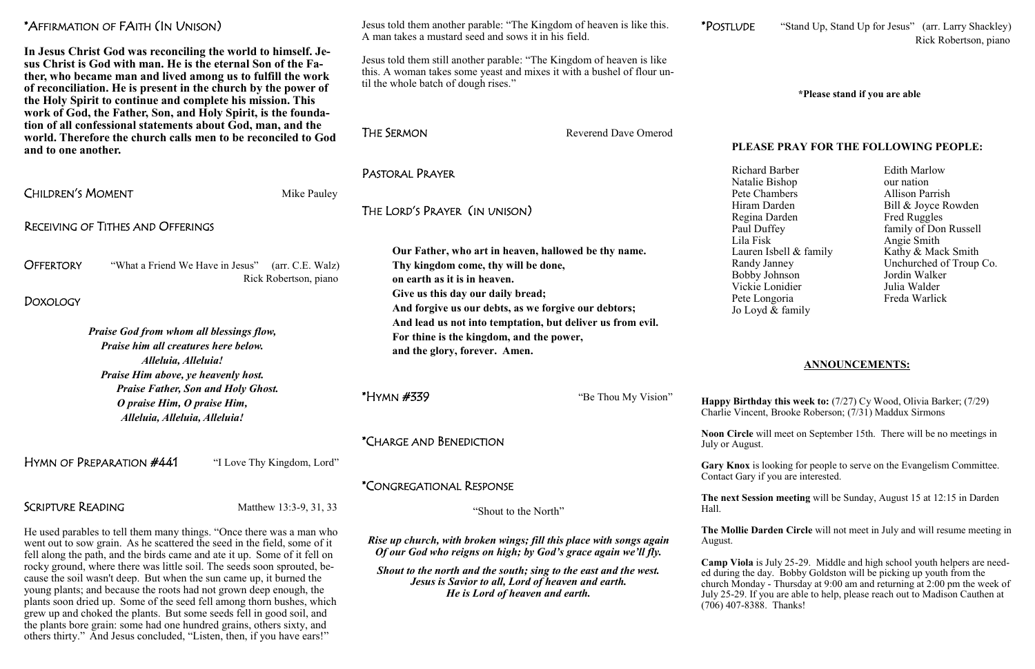## *AFFIRMATION OF FAITH (IN UNISON)

**In Jesus Christ God was reconciling the world to himself. Jesus Christ is God with man. He is the eternal Son of the Father, who became man and lived among us to fulfill the work of reconciliation. He is present in the church by the power of the Holy Spirit to continue and complete his mission. This work of God, the Father, Son, and Holy Spirit, is the foundation of all confessional statements about God, man, and the world. Therefore the church calls men to be reconciled to God and to one another.**

## CHILDREN'S MOMENT — Mike Pauley

## RECEIVING OF TITHES AND OFFERINGS

## OFFERTORY — "What a Friend We Have in Jesus" (arr. C.E. Walz)

Rick Robertson, piano

## DOXOLOGY

***Praise God from whom all blessings flow,***
***Praise him all creatures here below.***
***Alleluia, Alleluia!***
***Praise Him above, ye heavenly host.***
***Praise Father, Son and Holy Ghost.***
***O praise Him, O praise Him,***
***Alleluia, Alleluia, Alleluia!***

## HYMN OF PREPARATION #441 — "I Love Thy Kingdom, Lord"

## SCRIPTURE READING — Matthew 13:3-9, 31, 33

He used parables to tell them many things. "Once there was a man who went out to sow grain. As he scattered the seed in the field, some of it fell along the path, and the birds came and ate it up. Some of it fell on rocky ground, where there was little soil. The seeds soon sprouted, because the soil wasn't deep. But when the sun came up, it burned the young plants; and because the roots had not grown deep enough, the plants soon dried up. Some of the seed fell among thorn bushes, which grew up and choked the plants. But some seeds fell in good soil, and the plants bore grain: some had one hundred grains, others sixty, and others thirty." And Jesus concluded, "Listen, then, if you have ears!"

Jesus told them another parable: "The Kingdom of heaven is like this. A man takes a mustard seed and sows it in his field.

Jesus told them still another parable: "The Kingdom of heaven is like this. A woman takes some yeast and mixes it with a bushel of flour until the whole batch of dough rises."

## THE SERMON — Reverend Dave Omerod

## PASTORAL PRAYER

## THE LORD'S PRAYER (IN UNISON)

**Our Father, who art in heaven, hallowed be thy name.**
**Thy kingdom come, thy will be done,**
**on earth as it is in heaven.**
**Give us this day our daily bread;**
**And forgive us our debts, as we forgive our debtors;**
**And lead us not into temptation, but deliver us from evil.**
**For thine is the kingdom, and the power,**
**and the glory, forever. Amen.**

## *HYMN #339 — "Be Thou My Vision"

## *CHARGE AND BENEDICTION

## *CONGREGATIONAL RESPONSE

"Shout to the North"

***Rise up church, with broken wings; fill this place with songs again***
***Of our God who reigns on high; by God's grace again we'll fly.***

***Shout to the north and the south; sing to the east and the west.***
***Jesus is Savior to all, Lord of heaven and earth.***
***He is Lord of heaven and earth.***

## *POSTLUDE — "Stand Up, Stand Up for Jesus" (arr. Larry Shackley)

Rick Robertson, piano

**\*Please stand if you are able**

## PLEASE PRAY FOR THE FOLLOWING PEOPLE:

Richard Barber
Natalie Bishop
Pete Chambers
Hiram Darden
Regina Darden
Paul Duffey
Lila Fisk
Lauren Isbell & family
Randy Janney
Bobby Johnson
Vickie Lonidier
Pete Longoria
Jo Loyd & family
Edith Marlow
our nation
Allison Parrish
Bill & Joyce Rowden
Fred Ruggles
family of Don Russell
Angie Smith
Kathy & Mack Smith
Unchurched of Troup Co.
Jordin Walker
Julia Walder
Freda Warlick

## ANNOUNCEMENTS:

**Happy Birthday this week to:** (7/27) Cy Wood, Olivia Barker; (7/29) Charlie Vincent, Brooke Roberson; (7/31) Maddux Sirmons

**Noon Circle** will meet on September 15th. There will be no meetings in July or August.

**Gary Knox** is looking for people to serve on the Evangelism Committee. Contact Gary if you are interested.

**The next Session meeting** will be Sunday, August 15 at 12:15 in Darden Hall.

**The Mollie Darden Circle** will not meet in July and will resume meeting in August.

**Camp Viola** is July 25-29. Middle and high school youth helpers are needed during the day. Bobby Goldston will be picking up youth from the church Monday - Thursday at 9:00 am and returning at 2:00 pm the week of July 25-29. If you are able to help, please reach out to Madison Cauthen at (706) 407-8388. Thanks!